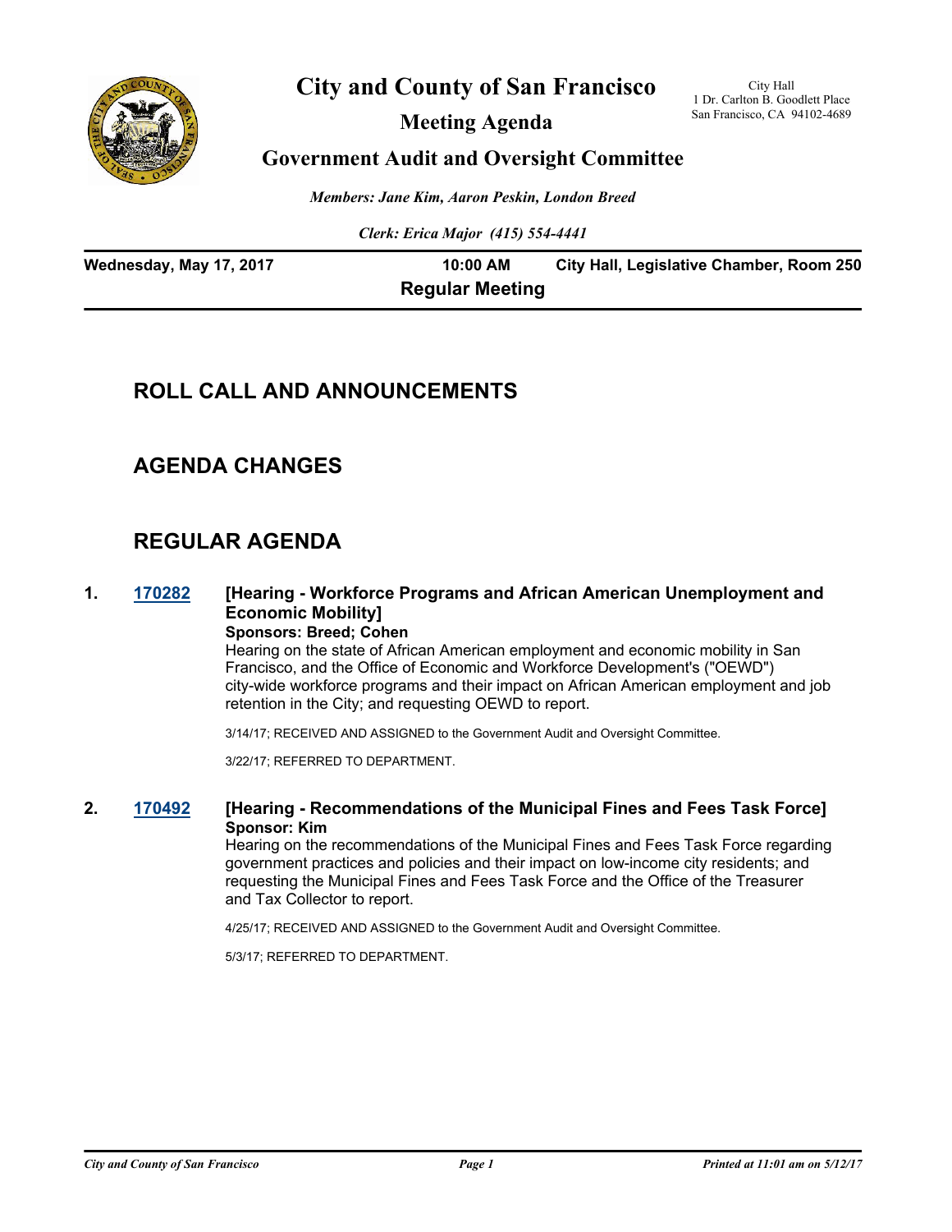# City and County of San Francisco

## Meeting Agenda

## Government Audit and Oversight Committee

City Hall
1 Dr. Carlton B. Goodlett Place
San Francisco, CA 94102-4689

*Members: Jane Kim, Aaron Peskin, London Breed*

*Clerk: Erica Major (415) 554-4441*

**Wednesday, May 17, 2017** **10:00 AM** **City Hall, Legislative Chamber, Room 250**

**Regular Meeting**

## ROLL CALL AND ANNOUNCEMENTS

## AGENDA CHANGES

## REGULAR AGENDA

**1. [170282](170282) [Hearing - Workforce Programs and African American Unemployment and Economic Mobility]**

**Sponsors: Breed; Cohen**

Hearing on the state of African American employment and economic mobility in San Francisco, and the Office of Economic and Workforce Development's ("OEWD") city-wide workforce programs and their impact on African American employment and job retention in the City; and requesting OEWD to report.

3/14/17; RECEIVED AND ASSIGNED to the Government Audit and Oversight Committee.

3/22/17; REFERRED TO DEPARTMENT.

**2. [170492](170492) [Hearing - Recommendations of the Municipal Fines and Fees Task Force]**

**Sponsor: Kim**

Hearing on the recommendations of the Municipal Fines and Fees Task Force regarding government practices and policies and their impact on low-income city residents; and requesting the Municipal Fines and Fees Task Force and the Office of the Treasurer and Tax Collector to report.

4/25/17; RECEIVED AND ASSIGNED to the Government Audit and Oversight Committee.

5/3/17; REFERRED TO DEPARTMENT.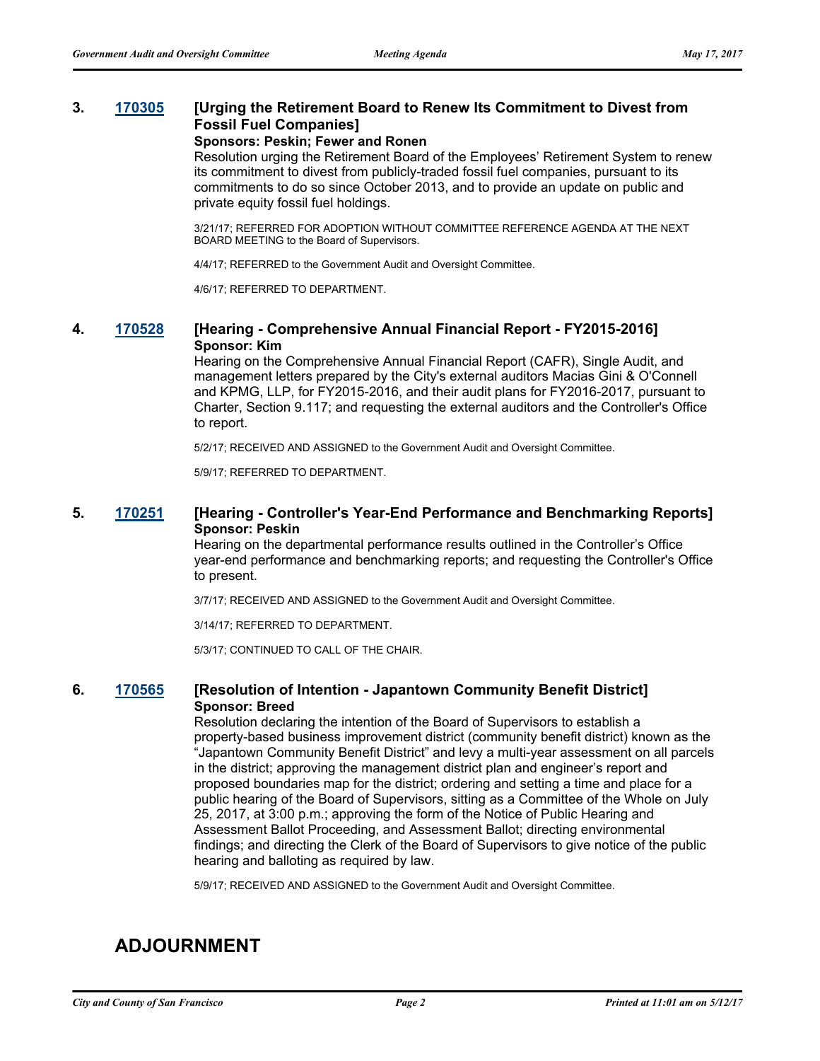**3. 170305 [Urging the Retirement Board to Renew Its Commitment to Divest from Fossil Fuel Companies]**

**Sponsors: Peskin; Fewer and Ronen**

Resolution urging the Retirement Board of the Employees' Retirement System to renew its commitment to divest from publicly-traded fossil fuel companies, pursuant to its commitments to do so since October 2013, and to provide an update on public and private equity fossil fuel holdings.

3/21/17; REFERRED FOR ADOPTION WITHOUT COMMITTEE REFERENCE AGENDA AT THE NEXT BOARD MEETING to the Board of Supervisors.

4/4/17; REFERRED to the Government Audit and Oversight Committee.

4/6/17; REFERRED TO DEPARTMENT.

**4. 170528 [Hearing - Comprehensive Annual Financial Report - FY2015-2016]**

**Sponsor: Kim**

Hearing on the Comprehensive Annual Financial Report (CAFR), Single Audit, and management letters prepared by the City's external auditors Macias Gini & O'Connell and KPMG, LLP, for FY2015-2016, and their audit plans for FY2016-2017, pursuant to Charter, Section 9.117; and requesting the external auditors and the Controller's Office to report.

5/2/17; RECEIVED AND ASSIGNED to the Government Audit and Oversight Committee.

5/9/17; REFERRED TO DEPARTMENT.

**5. 170251 [Hearing - Controller's Year-End Performance and Benchmarking Reports]**

**Sponsor: Peskin**

Hearing on the departmental performance results outlined in the Controller's Office year-end performance and benchmarking reports; and requesting the Controller's Office to present.

3/7/17; RECEIVED AND ASSIGNED to the Government Audit and Oversight Committee.

3/14/17; REFERRED TO DEPARTMENT.

5/3/17; CONTINUED TO CALL OF THE CHAIR.

**6. 170565 [Resolution of Intention - Japantown Community Benefit District]**

**Sponsor: Breed**

Resolution declaring the intention of the Board of Supervisors to establish a property-based business improvement district (community benefit district) known as the "Japantown Community Benefit District" and levy a multi-year assessment on all parcels in the district; approving the management district plan and engineer's report and proposed boundaries map for the district; ordering and setting a time and place for a public hearing of the Board of Supervisors, sitting as a Committee of the Whole on July 25, 2017, at 3:00 p.m.; approving the form of the Notice of Public Hearing and Assessment Ballot Proceeding, and Assessment Ballot; directing environmental findings; and directing the Clerk of the Board of Supervisors to give notice of the public hearing and balloting as required by law.

5/9/17; RECEIVED AND ASSIGNED to the Government Audit and Oversight Committee.

# ADJOURNMENT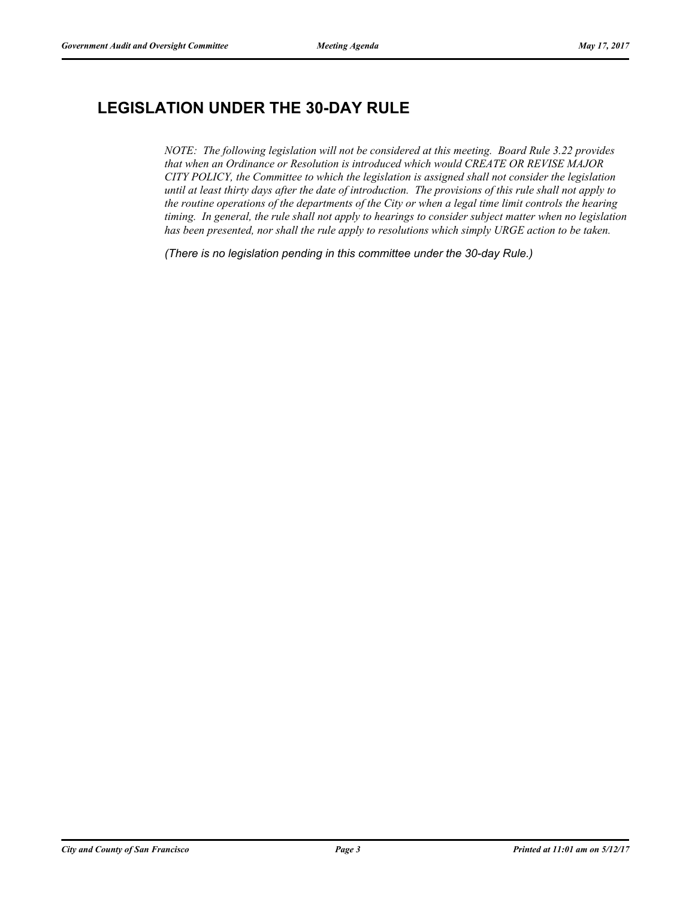## LEGISLATION UNDER THE 30-DAY RULE

*NOTE: The following legislation will not be considered at this meeting. Board Rule 3.22 provides that when an Ordinance or Resolution is introduced which would CREATE OR REVISE MAJOR CITY POLICY, the Committee to which the legislation is assigned shall not consider the legislation until at least thirty days after the date of introduction. The provisions of this rule shall not apply to the routine operations of the departments of the City or when a legal time limit controls the hearing timing. In general, the rule shall not apply to hearings to consider subject matter when no legislation has been presented, nor shall the rule apply to resolutions which simply URGE action to be taken.*

*(There is no legislation pending in this committee under the 30-day Rule.)*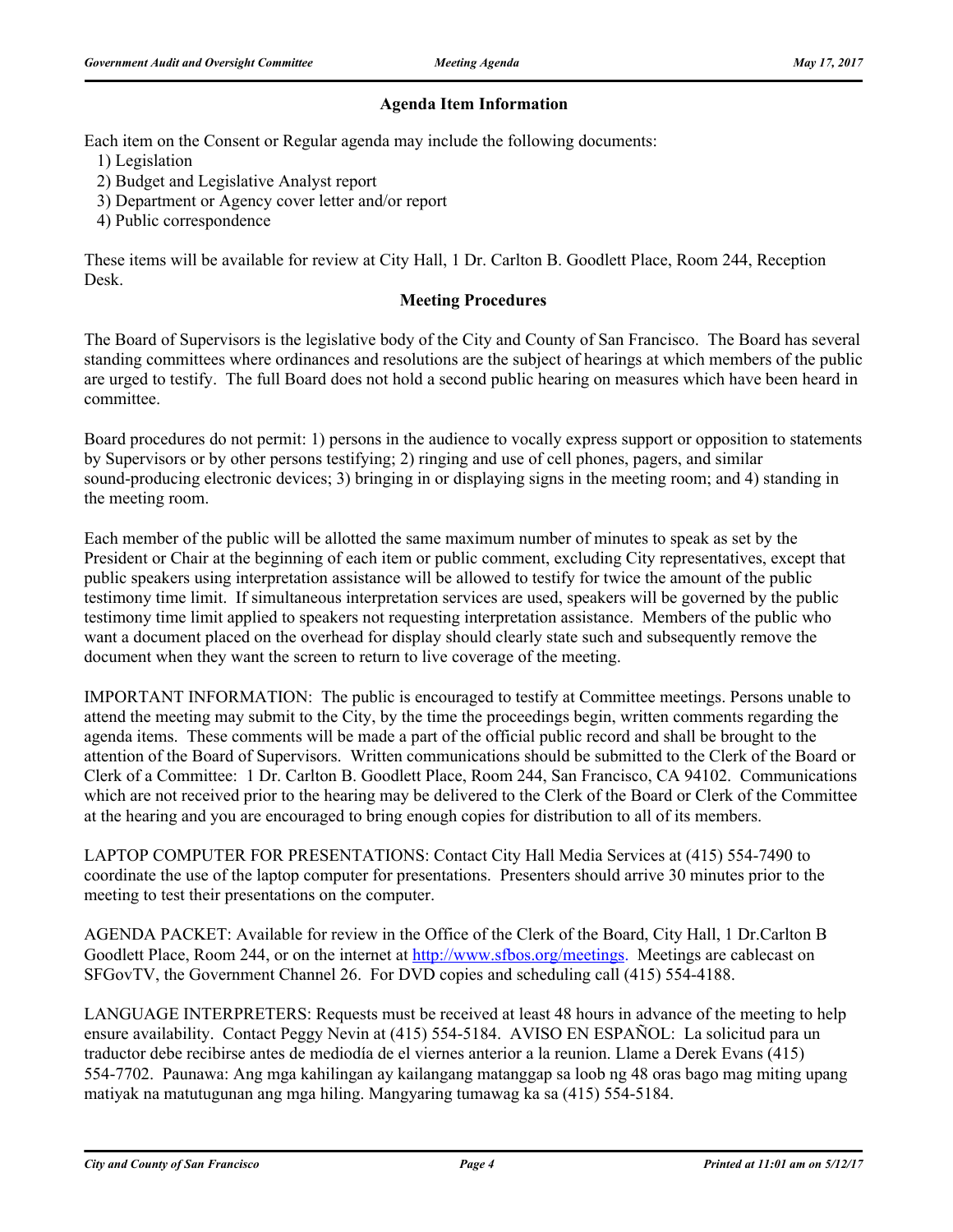## Agenda Item Information

Each item on the Consent or Regular agenda may include the following documents:

1) Legislation
2) Budget and Legislative Analyst report
3) Department or Agency cover letter and/or report
4) Public correspondence

These items will be available for review at City Hall, 1 Dr. Carlton B. Goodlett Place, Room 244, Reception Desk.

## Meeting Procedures

The Board of Supervisors is the legislative body of the City and County of San Francisco. The Board has several standing committees where ordinances and resolutions are the subject of hearings at which members of the public are urged to testify. The full Board does not hold a second public hearing on measures which have been heard in committee.

Board procedures do not permit: 1) persons in the audience to vocally express support or opposition to statements by Supervisors or by other persons testifying; 2) ringing and use of cell phones, pagers, and similar sound-producing electronic devices; 3) bringing in or displaying signs in the meeting room; and 4) standing in the meeting room.

Each member of the public will be allotted the same maximum number of minutes to speak as set by the President or Chair at the beginning of each item or public comment, excluding City representatives, except that public speakers using interpretation assistance will be allowed to testify for twice the amount of the public testimony time limit. If simultaneous interpretation services are used, speakers will be governed by the public testimony time limit applied to speakers not requesting interpretation assistance. Members of the public who want a document placed on the overhead for display should clearly state such and subsequently remove the document when they want the screen to return to live coverage of the meeting.

IMPORTANT INFORMATION: The public is encouraged to testify at Committee meetings. Persons unable to attend the meeting may submit to the City, by the time the proceedings begin, written comments regarding the agenda items. These comments will be made a part of the official public record and shall be brought to the attention of the Board of Supervisors. Written communications should be submitted to the Clerk of the Board or Clerk of a Committee: 1 Dr. Carlton B. Goodlett Place, Room 244, San Francisco, CA 94102. Communications which are not received prior to the hearing may be delivered to the Clerk of the Board or Clerk of the Committee at the hearing and you are encouraged to bring enough copies for distribution to all of its members.

LAPTOP COMPUTER FOR PRESENTATIONS: Contact City Hall Media Services at (415) 554-7490 to coordinate the use of the laptop computer for presentations. Presenters should arrive 30 minutes prior to the meeting to test their presentations on the computer.

AGENDA PACKET: Available for review in the Office of the Clerk of the Board, City Hall, 1 Dr.Carlton B Goodlett Place, Room 244, or on the internet at http://www.sfbos.org/meetings. Meetings are cablecast on SFGovTV, the Government Channel 26. For DVD copies and scheduling call (415) 554-4188.

LANGUAGE INTERPRETERS: Requests must be received at least 48 hours in advance of the meeting to help ensure availability. Contact Peggy Nevin at (415) 554-5184. AVISO EN ESPAÑOL: La solicitud para un traductor debe recibirse antes de mediodía de el viernes anterior a la reunion. Llame a Derek Evans (415) 554-7702. Paunawa: Ang mga kahilingan ay kailangang matanggap sa loob ng 48 oras bago mag miting upang matiyak na matutugunan ang mga hiling. Mangyaring tumawag ka sa (415) 554-5184.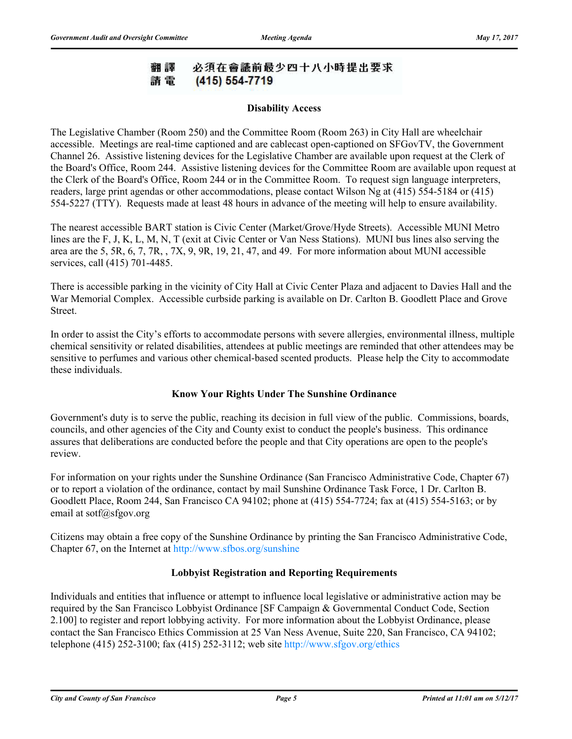翻譯　必須在會議前最少四十八小時提出要求
請電　(415) 554-7719

### Disability Access

The Legislative Chamber (Room 250) and the Committee Room (Room 263) in City Hall are wheelchair accessible. Meetings are real-time captioned and are cablecast open-captioned on SFGovTV, the Government Channel 26. Assistive listening devices for the Legislative Chamber are available upon request at the Clerk of the Board's Office, Room 244. Assistive listening devices for the Committee Room are available upon request at the Clerk of the Board's Office, Room 244 or in the Committee Room. To request sign language interpreters, readers, large print agendas or other accommodations, please contact Wilson Ng at (415) 554-5184 or (415) 554-5227 (TTY). Requests made at least 48 hours in advance of the meeting will help to ensure availability.

The nearest accessible BART station is Civic Center (Market/Grove/Hyde Streets). Accessible MUNI Metro lines are the F, J, K, L, M, N, T (exit at Civic Center or Van Ness Stations). MUNI bus lines also serving the area are the 5, 5R, 6, 7, 7R, , 7X, 9, 9R, 19, 21, 47, and 49. For more information about MUNI accessible services, call (415) 701-4485.

There is accessible parking in the vicinity of City Hall at Civic Center Plaza and adjacent to Davies Hall and the War Memorial Complex. Accessible curbside parking is available on Dr. Carlton B. Goodlett Place and Grove Street.

In order to assist the City's efforts to accommodate persons with severe allergies, environmental illness, multiple chemical sensitivity or related disabilities, attendees at public meetings are reminded that other attendees may be sensitive to perfumes and various other chemical-based scented products. Please help the City to accommodate these individuals.

### Know Your Rights Under The Sunshine Ordinance

Government's duty is to serve the public, reaching its decision in full view of the public. Commissions, boards, councils, and other agencies of the City and County exist to conduct the people's business. This ordinance assures that deliberations are conducted before the people and that City operations are open to the people's review.

For information on your rights under the Sunshine Ordinance (San Francisco Administrative Code, Chapter 67) or to report a violation of the ordinance, contact by mail Sunshine Ordinance Task Force, 1 Dr. Carlton B. Goodlett Place, Room 244, San Francisco CA 94102; phone at (415) 554-7724; fax at (415) 554-5163; or by email at sotf@sfgov.org

Citizens may obtain a free copy of the Sunshine Ordinance by printing the San Francisco Administrative Code, Chapter 67, on the Internet at http://www.sfbos.org/sunshine

### Lobbyist Registration and Reporting Requirements

Individuals and entities that influence or attempt to influence local legislative or administrative action may be required by the San Francisco Lobbyist Ordinance [SF Campaign & Governmental Conduct Code, Section 2.100] to register and report lobbying activity. For more information about the Lobbyist Ordinance, please contact the San Francisco Ethics Commission at 25 Van Ness Avenue, Suite 220, San Francisco, CA 94102; telephone (415) 252-3100; fax (415) 252-3112; web site http://www.sfgov.org/ethics